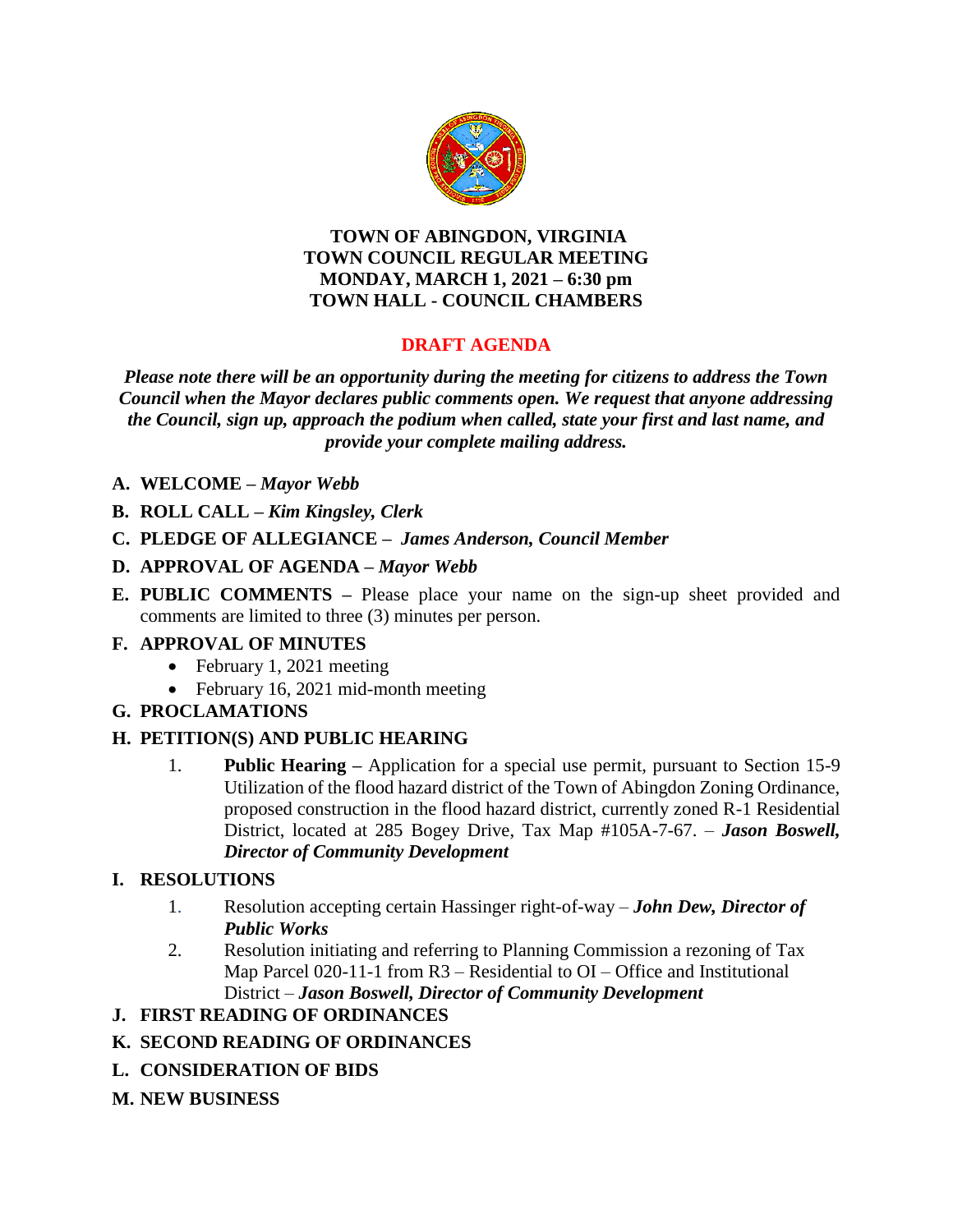# TOWN OF ABINGDON, VIRGINIA
# TOWN COUNCIL REGULAR MEETING
# MONDAY, MARCH 1, 2021 – 6:30 pm
# TOWN HALL - COUNCIL CHAMBERS

## DRAFT AGENDA

***Please note there will be an opportunity during the meeting for citizens to address the Town Council when the Mayor declares public comments open. We request that anyone addressing the Council, sign up, approach the podium when called, state your first and last name, and provide your complete mailing address.***

**A. WELCOME –** ***Mayor Webb***

**B. ROLL CALL –** ***Kim Kingsley, Clerk***

**C. PLEDGE OF ALLEGIANCE –** ***James Anderson, Council Member***

**D. APPROVAL OF AGENDA –** ***Mayor Webb***

**E. PUBLIC COMMENTS –** Please place your name on the sign-up sheet provided and comments are limited to three (3) minutes per person.

**F. APPROVAL OF MINUTES**

- February 1, 2021 meeting
- February 16, 2021 mid-month meeting

**G. PROCLAMATIONS**

**H. PETITION(S) AND PUBLIC HEARING**

1. **Public Hearing –** Application for a special use permit, pursuant to Section 15-9 Utilization of the flood hazard district of the Town of Abingdon Zoning Ordinance, proposed construction in the flood hazard district, currently zoned R-1 Residential District, located at 285 Bogey Drive, Tax Map #105A-7-67. – ***Jason Boswell, Director of Community Development***

**I. RESOLUTIONS**

1. Resolution accepting certain Hassinger right-of-way – ***John Dew, Director of Public Works***
2. Resolution initiating and referring to Planning Commission a rezoning of Tax Map Parcel 020-11-1 from R3 – Residential to OI – Office and Institutional District – ***Jason Boswell, Director of Community Development***

**J. FIRST READING OF ORDINANCES**

**K. SECOND READING OF ORDINANCES**

**L. CONSIDERATION OF BIDS**

**M. NEW BUSINESS**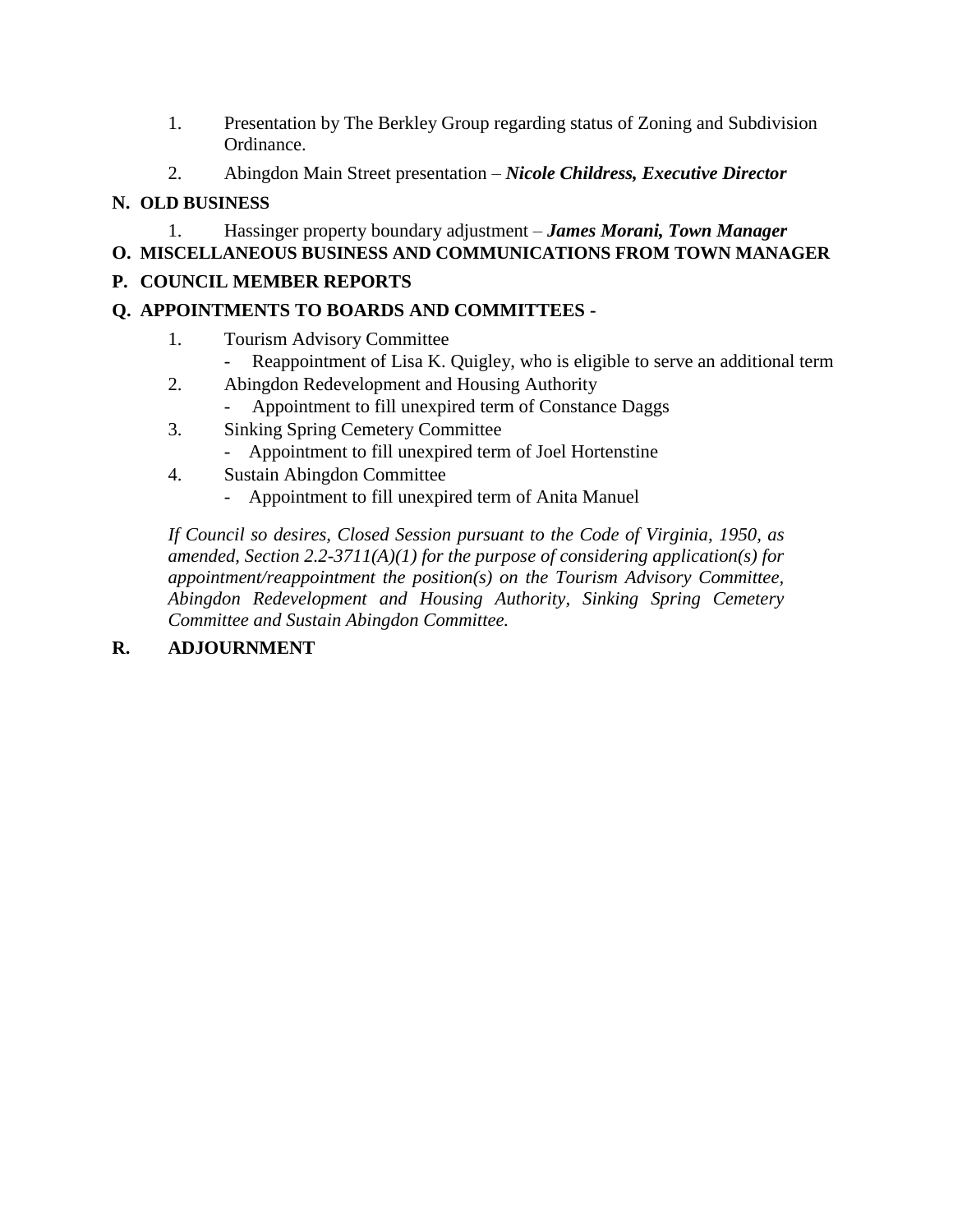1. Presentation by The Berkley Group regarding status of Zoning and Subdivision Ordinance.

2. Abingdon Main Street presentation – ***Nicole Childress, Executive Director***

**N. OLD BUSINESS**

1. Hassinger property boundary adjustment – ***James Morani, Town Manager***

**O. MISCELLANEOUS BUSINESS AND COMMUNICATIONS FROM TOWN MANAGER**

**P. COUNCIL MEMBER REPORTS**

**Q. APPOINTMENTS TO BOARDS AND COMMITTEES -**

1. Tourism Advisory Committee
   - Reappointment of Lisa K. Quigley, who is eligible to serve an additional term
2. Abingdon Redevelopment and Housing Authority
   - Appointment to fill unexpired term of Constance Daggs
3. Sinking Spring Cemetery Committee
   - Appointment to fill unexpired term of Joel Hortenstine
4. Sustain Abingdon Committee
   - Appointment to fill unexpired term of Anita Manuel

*If Council so desires, Closed Session pursuant to the Code of Virginia, 1950, as amended, Section 2.2-3711(A)(1) for the purpose of considering application(s) for appointment/reappointment the position(s) on the Tourism Advisory Committee, Abingdon Redevelopment and Housing Authority, Sinking Spring Cemetery Committee and Sustain Abingdon Committee.*

**R. ADJOURNMENT**